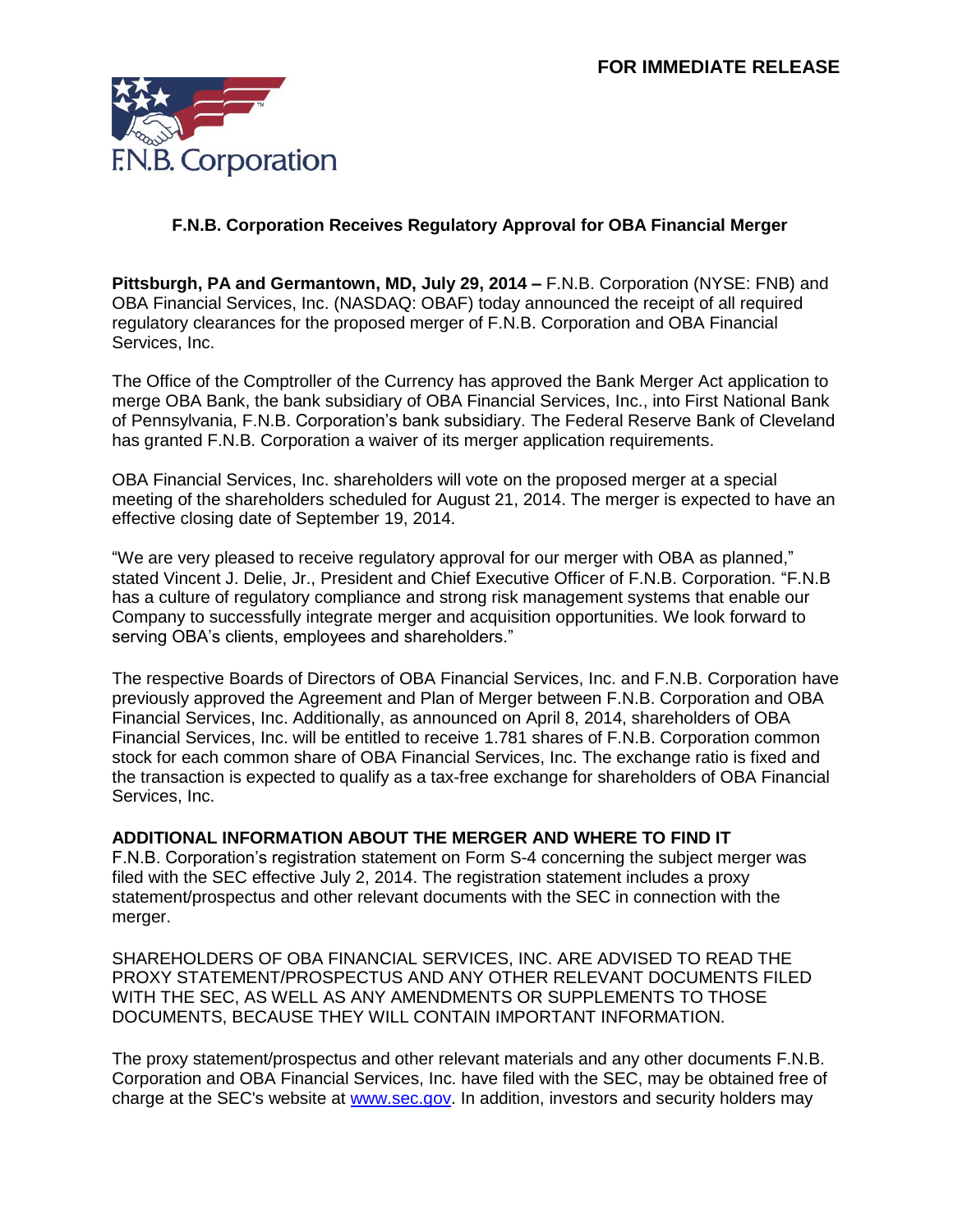**FOR IMMEDIATE RELEASE**

F.N.B. Corporation

## F.N.B. Corporation Receives Regulatory Approval for OBA Financial Merger

**Pittsburgh, PA and Germantown, MD, July 29, 2014 –** F.N.B. Corporation (NYSE: FNB) and OBA Financial Services, Inc. (NASDAQ: OBAF) today announced the receipt of all required regulatory clearances for the proposed merger of F.N.B. Corporation and OBA Financial Services, Inc.

The Office of the Comptroller of the Currency has approved the Bank Merger Act application to merge OBA Bank, the bank subsidiary of OBA Financial Services, Inc., into First National Bank of Pennsylvania, F.N.B. Corporation's bank subsidiary. The Federal Reserve Bank of Cleveland has granted F.N.B. Corporation a waiver of its merger application requirements.

OBA Financial Services, Inc. shareholders will vote on the proposed merger at a special meeting of the shareholders scheduled for August 21, 2014. The merger is expected to have an effective closing date of September 19, 2014.

"We are very pleased to receive regulatory approval for our merger with OBA as planned," stated Vincent J. Delie, Jr., President and Chief Executive Officer of F.N.B. Corporation. "F.N.B has a culture of regulatory compliance and strong risk management systems that enable our Company to successfully integrate merger and acquisition opportunities. We look forward to serving OBA's clients, employees and shareholders."

The respective Boards of Directors of OBA Financial Services, Inc. and F.N.B. Corporation have previously approved the Agreement and Plan of Merger between F.N.B. Corporation and OBA Financial Services, Inc. Additionally, as announced on April 8, 2014, shareholders of OBA Financial Services, Inc. will be entitled to receive 1.781 shares of F.N.B. Corporation common stock for each common share of OBA Financial Services, Inc. The exchange ratio is fixed and the transaction is expected to qualify as a tax-free exchange for shareholders of OBA Financial Services, Inc.

**ADDITIONAL INFORMATION ABOUT THE MERGER AND WHERE TO FIND IT**

F.N.B. Corporation's registration statement on Form S-4 concerning the subject merger was filed with the SEC effective July 2, 2014. The registration statement includes a proxy statement/prospectus and other relevant documents with the SEC in connection with the merger.

SHAREHOLDERS OF OBA FINANCIAL SERVICES, INC. ARE ADVISED TO READ THE PROXY STATEMENT/PROSPECTUS AND ANY OTHER RELEVANT DOCUMENTS FILED WITH THE SEC, AS WELL AS ANY AMENDMENTS OR SUPPLEMENTS TO THOSE DOCUMENTS, BECAUSE THEY WILL CONTAIN IMPORTANT INFORMATION.

The proxy statement/prospectus and other relevant materials and any other documents F.N.B. Corporation and OBA Financial Services, Inc. have filed with the SEC, may be obtained free of charge at the SEC's website at www.sec.gov. In addition, investors and security holders may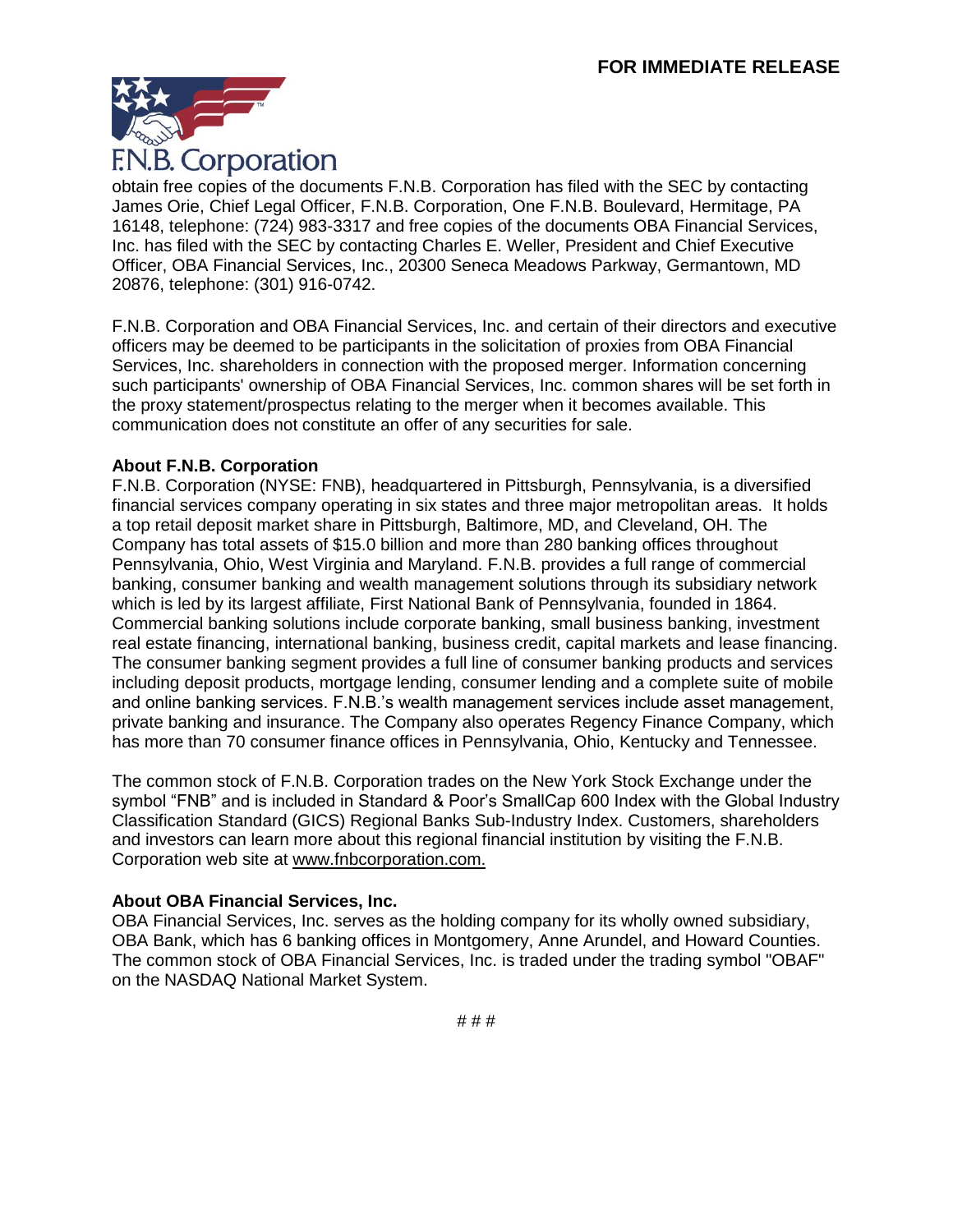obtain free copies of the documents F.N.B. Corporation has filed with the SEC by contacting James Orie, Chief Legal Officer, F.N.B. Corporation, One F.N.B. Boulevard, Hermitage, PA 16148, telephone: (724) 983-3317 and free copies of the documents OBA Financial Services, Inc. has filed with the SEC by contacting Charles E. Weller, President and Chief Executive Officer, OBA Financial Services, Inc., 20300 Seneca Meadows Parkway, Germantown, MD 20876, telephone: (301) 916-0742.

F.N.B. Corporation and OBA Financial Services, Inc. and certain of their directors and executive officers may be deemed to be participants in the solicitation of proxies from OBA Financial Services, Inc. shareholders in connection with the proposed merger. Information concerning such participants' ownership of OBA Financial Services, Inc. common shares will be set forth in the proxy statement/prospectus relating to the merger when it becomes available. This communication does not constitute an offer of any securities for sale.

**About F.N.B. Corporation**
F.N.B. Corporation (NYSE: FNB), headquartered in Pittsburgh, Pennsylvania, is a diversified financial services company operating in six states and three major metropolitan areas. It holds a top retail deposit market share in Pittsburgh, Baltimore, MD, and Cleveland, OH. The Company has total assets of $15.0 billion and more than 280 banking offices throughout Pennsylvania, Ohio, West Virginia and Maryland. F.N.B. provides a full range of commercial banking, consumer banking and wealth management solutions through its subsidiary network which is led by its largest affiliate, First National Bank of Pennsylvania, founded in 1864. Commercial banking solutions include corporate banking, small business banking, investment real estate financing, international banking, business credit, capital markets and lease financing. The consumer banking segment provides a full line of consumer banking products and services including deposit products, mortgage lending, consumer lending and a complete suite of mobile and online banking services. F.N.B.'s wealth management services include asset management, private banking and insurance. The Company also operates Regency Finance Company, which has more than 70 consumer finance offices in Pennsylvania, Ohio, Kentucky and Tennessee.

The common stock of F.N.B. Corporation trades on the New York Stock Exchange under the symbol "FNB" and is included in Standard & Poor's SmallCap 600 Index with the Global Industry Classification Standard (GICS) Regional Banks Sub-Industry Index. Customers, shareholders and investors can learn more about this regional financial institution by visiting the F.N.B. Corporation web site at www.fnbcorporation.com.

**About OBA Financial Services, Inc.**
OBA Financial Services, Inc. serves as the holding company for its wholly owned subsidiary, OBA Bank, which has 6 banking offices in Montgomery, Anne Arundel, and Howard Counties. The common stock of OBA Financial Services, Inc. is traded under the trading symbol "OBAF" on the NASDAQ National Market System.

# # #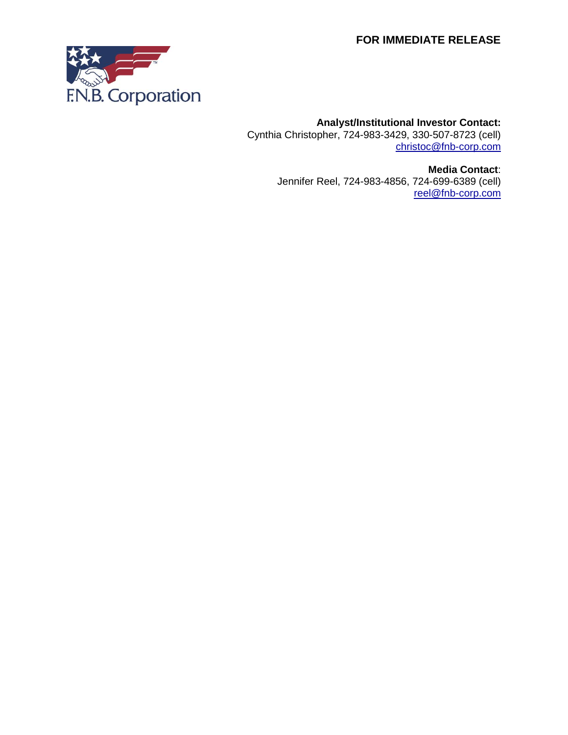**FOR IMMEDIATE RELEASE**

F.N.B. Corporation

**Analyst/Institutional Investor Contact:**
Cynthia Christopher, 724-983-3429, 330-507-8723 (cell)
christoc@fnb-corp.com

**Media Contact**:
Jennifer Reel, 724-983-4856, 724-699-6389 (cell)
reel@fnb-corp.com